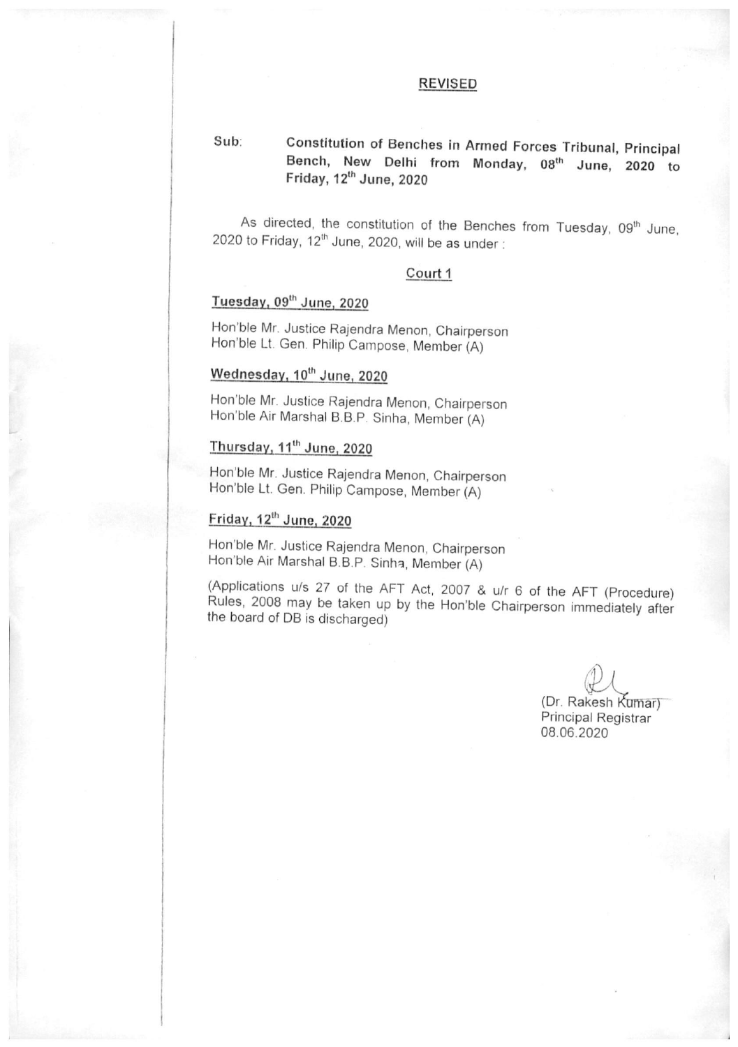**REVISED**

**Sub: Constitution of Benches in Armed Forces Tribunal, Principal Bench, New Delhi from Monday, 08th June, 2020 to Friday, 12th June, 2020**

As directed, the constitution of the Benches from Tuesday, 09th June, 2020 to Friday, 12th June, 2020, will be as under :

**Court 1**

**Tuesday, 09th June, 2020**

Hon'ble Mr. Justice Rajendra Menon, Chairperson
Hon'ble Lt. Gen. Philip Campose, Member (A)

**Wednesday, 10th June, 2020**

Hon'ble Mr. Justice Rajendra Menon, Chairperson
Hon'ble Air Marshal B.B.P. Sinha, Member (A)

**Thursday, 11th June, 2020**

Hon'ble Mr. Justice Rajendra Menon, Chairperson
Hon'ble Lt. Gen. Philip Campose, Member (A)

**Friday, 12th June, 2020**

Hon'ble Mr. Justice Rajendra Menon, Chairperson
Hon'ble Air Marshal B.B.P. Sinha, Member (A)

(Applications u/s 27 of the AFT Act, 2007 & u/r 6 of the AFT (Procedure) Rules, 2008 may be taken up by the Hon'ble Chairperson immediately after the board of DB is discharged)

(Dr. Rakesh Kumar)
Principal Registrar
08.06.2020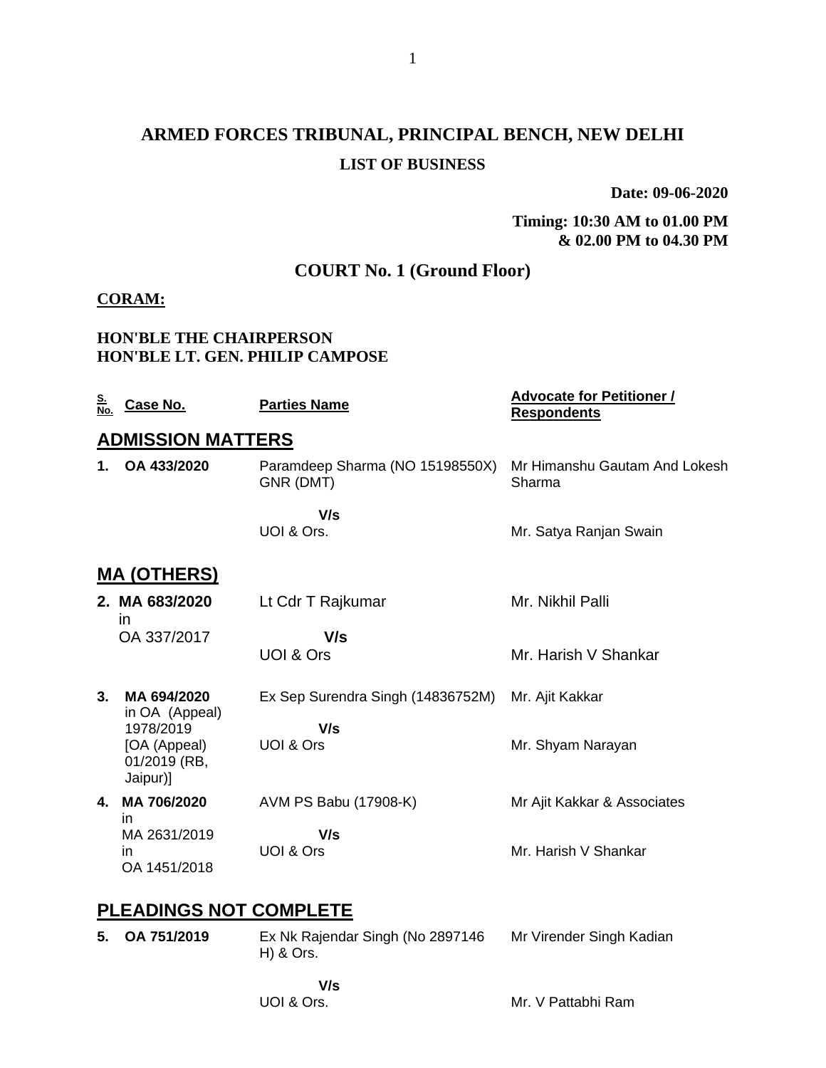# ARMED FORCES TRIBUNAL, PRINCIPAL BENCH, NEW DELHI

**LIST OF BUSINESS**

**Date: 09-06-2020**

**Timing: 10:30 AM to 01.00 PM & 02.00 PM to 04.30 PM**

## COURT No. 1 (Ground Floor)

**CORAM:**

**HON'BLE THE CHAIRPERSON**
**HON'BLE LT. GEN. PHILIP CAMPOSE**

| S. No. | Case No. | Parties Name | Advocate for Petitioner / Respondents |
|---|---|---|---|
| **ADMISSION MATTERS** | | | |
| **1.** | **OA 433/2020** | Paramdeep Sharma (NO 15198550X) GNR (DMT)<br>**V/s**<br>UOI & Ors. | Mr Himanshu Gautam And Lokesh Sharma<br><br>Mr. Satya Ranjan Swain |
| **MA (OTHERS)** | | | |
| **2.** | **MA 683/2020** in OA 337/2017 | Lt Cdr T Rajkumar<br>**V/s**<br>UOI & Ors | Mr. Nikhil Palli<br><br>Mr. Harish V Shankar |
| **3.** | **MA 694/2020** in OA (Appeal) 1978/2019 [OA (Appeal) 01/2019 (RB, Jaipur)] | Ex Sep Surendra Singh (14836752M)<br>**V/s**<br>UOI & Ors | Mr. Ajit Kakkar<br><br>Mr. Shyam Narayan |
| **4.** | **MA 706/2020** in MA 2631/2019 in OA 1451/2018 | AVM PS Babu (17908-K)<br>**V/s**<br>UOI & Ors | Mr Ajit Kakkar & Associates<br><br>Mr. Harish V Shankar |
| **PLEADINGS NOT COMPLETE** | | | |
| **5.** | **OA 751/2019** | Ex Nk Rajendar Singh (No 2897146 H) & Ors.<br>**V/s**<br>UOI & Ors. | Mr Virender Singh Kadian<br><br>Mr. V Pattabhi Ram |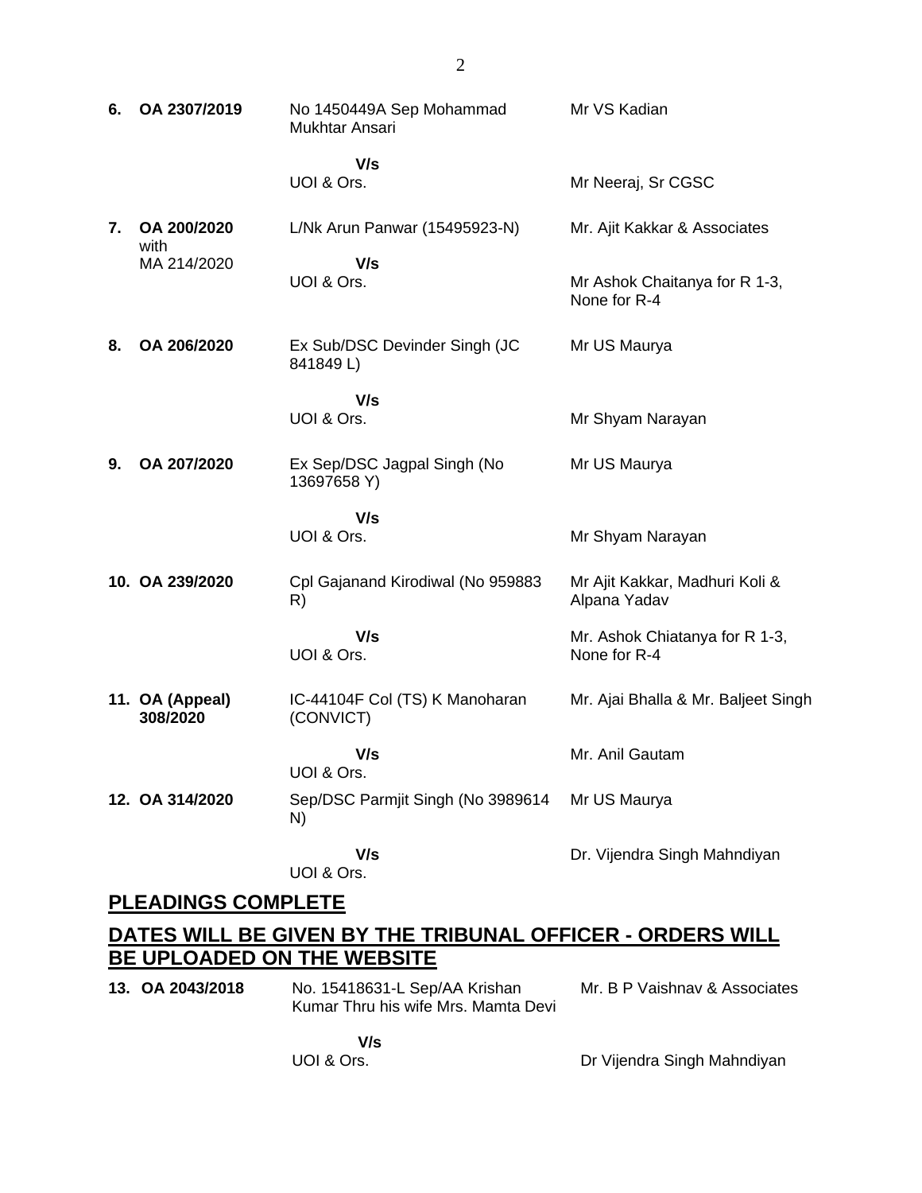| | | | |
|---|---|---|---|
| **6.** | **OA 2307/2019** | No 1450449A Sep Mohammad Mukhtar Ansari | Mr VS Kadian |
| | | **V/s** UOI & Ors. | Mr Neeraj, Sr CGSC |
| **7.** | **OA 200/2020** with MA 214/2020 | L/Nk Arun Panwar (15495923-N) | Mr. Ajit Kakkar & Associates |
| | | **V/s** UOI & Ors. | Mr Ashok Chaitanya for R 1-3, None for R-4 |
| **8.** | **OA 206/2020** | Ex Sub/DSC Devinder Singh (JC 841849 L) | Mr US Maurya |
| | | **V/s** UOI & Ors. | Mr Shyam Narayan |
| **9.** | **OA 207/2020** | Ex Sep/DSC Jagpal Singh (No 13697658 Y) | Mr US Maurya |
| | | **V/s** UOI & Ors. | Mr Shyam Narayan |
| **10.** | **OA 239/2020** | Cpl Gajanand Kirodiwal (No 959883 R) | Mr Ajit Kakkar, Madhuri Koli & Alpana Yadav |
| | | **V/s** UOI & Ors. | Mr. Ashok Chiatanya for R 1-3, None for R-4 |
| **11.** | **OA (Appeal) 308/2020** | IC-44104F Col (TS) K Manoharan (CONVICT) | Mr. Ajai Bhalla & Mr. Baljeet Singh |
| | | **V/s** UOI & Ors. | Mr. Anil Gautam |
| **12.** | **OA 314/2020** | Sep/DSC Parmjit Singh (No 3989614 N) | Mr US Maurya |
| | | **V/s** UOI & Ors. | Dr. Vijendra Singh Mahndiyan |

## PLEADINGS COMPLETE

## DATES WILL BE GIVEN BY THE TRIBUNAL OFFICER - ORDERS WILL BE UPLOADED ON THE WEBSITE

| | | | |
|---|---|---|---|
| **13.** | **OA 2043/2018** | No. 15418631-L Sep/AA Krishan Kumar Thru his wife Mrs. Mamta Devi | Mr. B P Vaishnav & Associates |
| | | **V/s** UOI & Ors. | Dr Vijendra Singh Mahndiyan |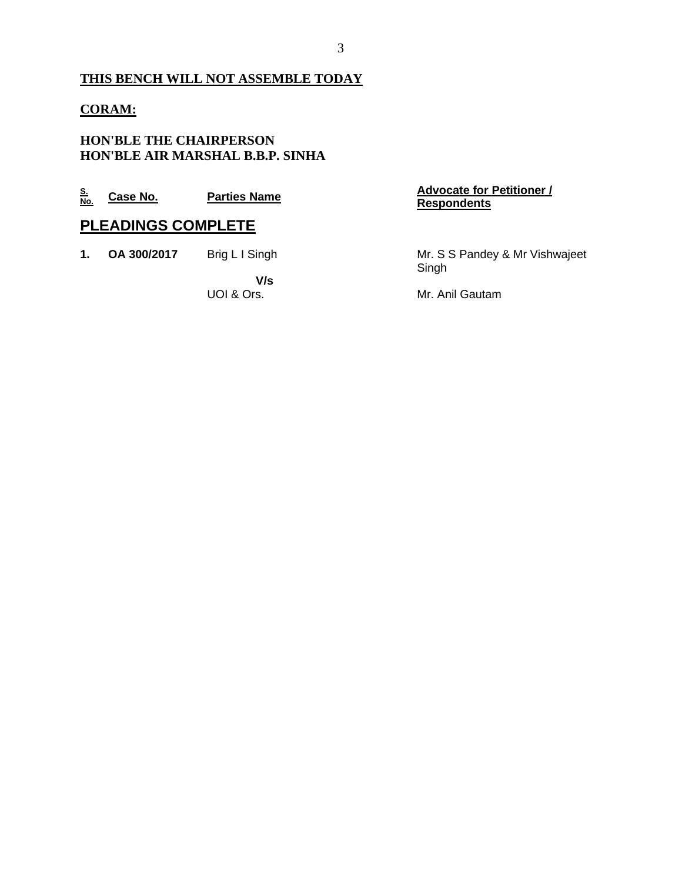**THIS BENCH WILL NOT ASSEMBLE TODAY**

**CORAM:**

**HON'BLE THE CHAIRPERSON**
**HON'BLE AIR MARSHAL B.B.P. SINHA**

| S. No. | Case No. | Parties Name | Advocate for Petitioner / Respondents |
|---|---|---|---|

## PLEADINGS COMPLETE

| S. No. | Case No. | Parties Name | Advocate for Petitioner / Respondents |
|---|---|---|---|
| **1.** | **OA 300/2017** | Brig L I Singh | Mr. S S Pandey & Mr Vishwajeet Singh |
| | | **V/s** | |
| | | UOI & Ors. | Mr. Anil Gautam |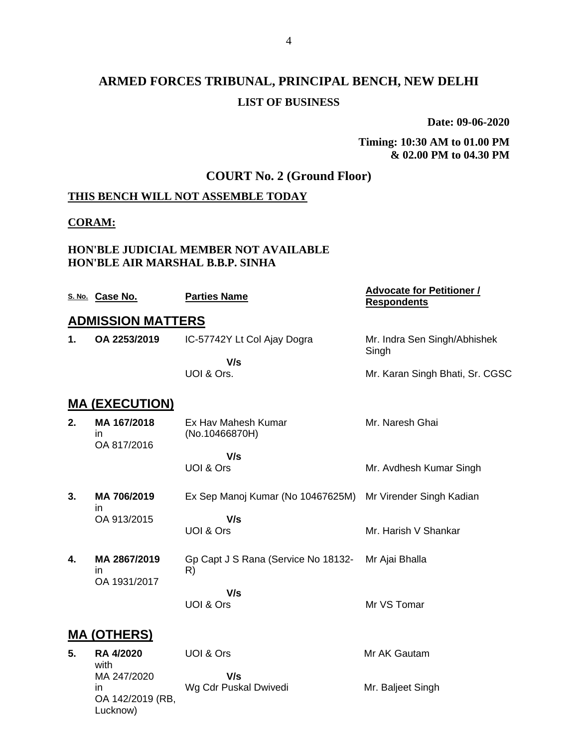# ARMED FORCES TRIBUNAL, PRINCIPAL BENCH, NEW DELHI

**LIST OF BUSINESS**

**Date: 09-06-2020**

**Timing: 10:30 AM to 01.00 PM & 02.00 PM to 04.30 PM**

## COURT No. 2 (Ground Floor)

**THIS BENCH WILL NOT ASSEMBLE TODAY**

**CORAM:**

**HON'BLE JUDICIAL MEMBER NOT AVAILABLE**
**HON'BLE AIR MARSHAL B.B.P. SINHA**

| S. No. | Case No. | Parties Name | Advocate for Petitioner / Respondents |
|---|---|---|---|
| | **ADMISSION MATTERS** | | |
| 1. | **OA 2253/2019** | IC-57742Y Lt Col Ajay Dogra **V/s** UOI & Ors. | Mr. Indra Sen Singh/Abhishek Singh / Mr. Karan Singh Bhati, Sr. CGSC |
| | **MA (EXECUTION)** | | |
| 2. | **MA 167/2018** in OA 817/2016 | Ex Hav Mahesh Kumar (No.10466870H) **V/s** UOI & Ors | Mr. Naresh Ghai / Mr. Avdhesh Kumar Singh |
| 3. | **MA 706/2019** in OA 913/2015 | Ex Sep Manoj Kumar (No 10467625M) **V/s** UOI & Ors | Mr Virender Singh Kadian / Mr. Harish V Shankar |
| 4. | **MA 2867/2019** in OA 1931/2017 | Gp Capt J S Rana (Service No 18132-R) **V/s** UOI & Ors | Mr Ajai Bhalla / Mr VS Tomar |
| | **MA (OTHERS)** | | |
| 5. | **RA 4/2020** with MA 247/2020 in OA 142/2019 (RB, Lucknow) | UOI & Ors **V/s** Wg Cdr Puskal Dwivedi | Mr AK Gautam / Mr. Baljeet Singh |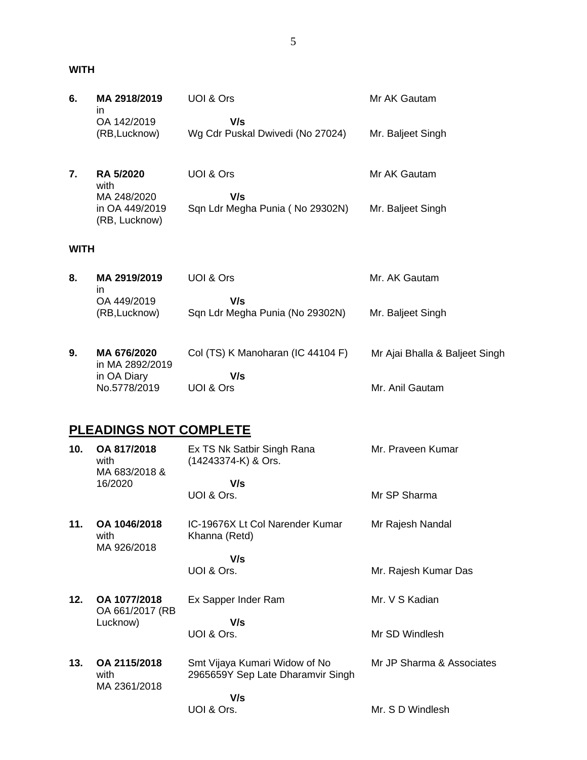**WITH**

| | | | |
|---|---|---|---|
| **6.** | **MA 2918/2019** in OA 142/2019 (RB,Lucknow) | UOI & Ors **V/s** Wg Cdr Puskal Dwivedi (No 27024) | Mr AK Gautam<br><br>Mr. Baljeet Singh |
| **7.** | **RA 5/2020** with MA 248/2020 in OA 449/2019 (RB, Lucknow) | UOI & Ors **V/s** Sqn Ldr Megha Punia ( No 29302N) | Mr AK Gautam<br><br>Mr. Baljeet Singh |

**WITH**

| | | | |
|---|---|---|---|
| **8.** | **MA 2919/2019** in OA 449/2019 (RB,Lucknow) | UOI & Ors **V/s** Sqn Ldr Megha Punia (No 29302N) | Mr. AK Gautam<br><br>Mr. Baljeet Singh |
| **9.** | **MA 676/2020** in MA 2892/2019 in OA Diary No.5778/2019 | Col (TS) K Manoharan (IC 44104 F) **V/s** UOI & Ors | Mr Ajai Bhalla & Baljeet Singh<br><br>Mr. Anil Gautam |

## PLEADINGS NOT COMPLETE

| | | | |
|---|---|---|---|
| **10.** | **OA 817/2018** with MA 683/2018 & 16/2020 | Ex TS Nk Satbir Singh Rana (14243374-K) & Ors. **V/s** UOI & Ors. | Mr. Praveen Kumar<br><br>Mr SP Sharma |
| **11.** | **OA 1046/2018** with MA 926/2018 | IC-19676X Lt Col Narender Kumar Khanna (Retd) **V/s** UOI & Ors. | Mr Rajesh Nandal<br><br>Mr. Rajesh Kumar Das |
| **12.** | **OA 1077/2018** OA 661/2017 (RB Lucknow) | Ex Sapper Inder Ram **V/s** UOI & Ors. | Mr. V S Kadian<br><br>Mr SD Windlesh |
| **13.** | **OA 2115/2018** with MA 2361/2018 | Smt Vijaya Kumari Widow of No 2965659Y Sep Late Dharamvir Singh **V/s** UOI & Ors. | Mr JP Sharma & Associates<br><br>Mr. S D Windlesh |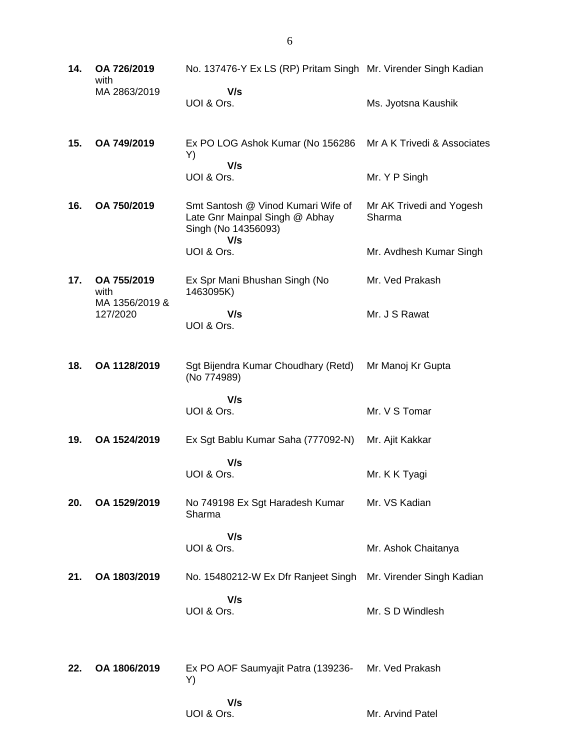| | | | |
|---|---|---|---|
| **14.** | **OA 726/2019** with MA 2863/2019 | No. 137476-Y Ex LS (RP) Pritam Singh **V/s** UOI & Ors. | Mr. Virender Singh Kadian<br><br>Ms. Jyotsna Kaushik |
| **15.** | **OA 749/2019** | Ex PO LOG Ashok Kumar (No 156286 Y) **V/s** UOI & Ors. | Mr A K Trivedi & Associates<br><br>Mr. Y P Singh |
| **16.** | **OA 750/2019** | Smt Santosh @ Vinod Kumari Wife of Late Gnr Mainpal Singh @ Abhay Singh (No 14356093) **V/s** UOI & Ors. | Mr AK Trivedi and Yogesh Sharma<br><br>Mr. Avdhesh Kumar Singh |
| **17.** | **OA 755/2019** with MA 1356/2019 & 127/2020 | Ex Spr Mani Bhushan Singh (No 1463095K) **V/s** UOI & Ors. | Mr. Ved Prakash<br><br>Mr. J S Rawat |
| **18.** | **OA 1128/2019** | Sgt Bijendra Kumar Choudhary (Retd) (No 774989) **V/s** UOI & Ors. | Mr Manoj Kr Gupta<br><br>Mr. V S Tomar |
| **19.** | **OA 1524/2019** | Ex Sgt Bablu Kumar Saha (777092-N) **V/s** UOI & Ors. | Mr. Ajit Kakkar<br><br>Mr. K K Tyagi |
| **20.** | **OA 1529/2019** | No 749198 Ex Sgt Haradesh Kumar Sharma **V/s** UOI & Ors. | Mr. VS Kadian<br><br>Mr. Ashok Chaitanya |
| **21.** | **OA 1803/2019** | No. 15480212-W Ex Dfr Ranjeet Singh **V/s** UOI & Ors. | Mr. Virender Singh Kadian<br><br>Mr. S D Windlesh |
| **22.** | **OA 1806/2019** | Ex PO AOF Saumyajit Patra (139236-Y) **V/s** UOI & Ors. | Mr. Ved Prakash<br><br>Mr. Arvind Patel |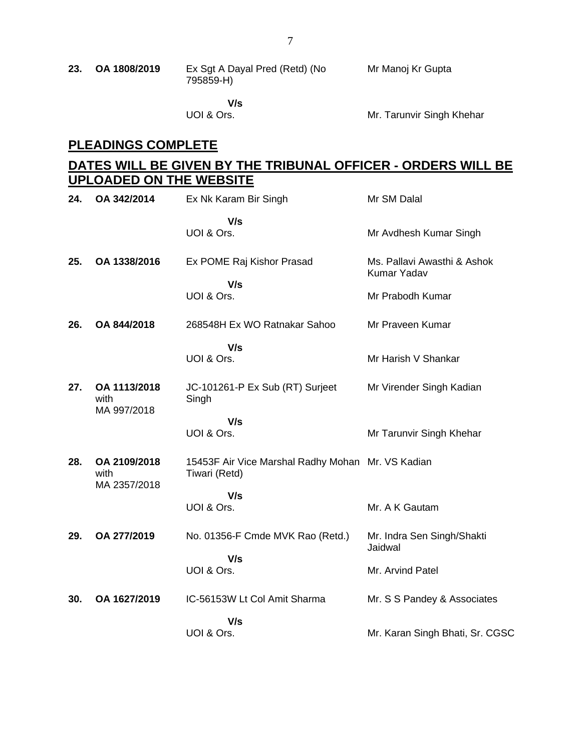| | | | |
|---|---|---|---|
| **23.** | **OA 1808/2019** | Ex Sgt A Dayal Pred (Retd) (No 795859-H) | Mr Manoj Kr Gupta |
| | | **V/s** | |
| | | UOI & Ors. | Mr. Tarunvir Singh Khehar |

## PLEADINGS COMPLETE

## DATES WILL BE GIVEN BY THE TRIBUNAL OFFICER - ORDERS WILL BE UPLOADED ON THE WEBSITE

| | | | |
|---|---|---|---|
| **24.** | **OA 342/2014** | Ex Nk Karam Bir Singh | Mr SM Dalal |
| | | **V/s** | |
| | | UOI & Ors. | Mr Avdhesh Kumar Singh |
| **25.** | **OA 1338/2016** | Ex POME Raj Kishor Prasad | Ms. Pallavi Awasthi & Ashok Kumar Yadav |
| | | **V/s** | |
| | | UOI & Ors. | Mr Prabodh Kumar |
| **26.** | **OA 844/2018** | 268548H Ex WO Ratnakar Sahoo | Mr Praveen Kumar |
| | | **V/s** | |
| | | UOI & Ors. | Mr Harish V Shankar |
| **27.** | **OA 1113/2018** with MA 997/2018 | JC-101261-P Ex Sub (RT) Surjeet Singh | Mr Virender Singh Kadian |
| | | **V/s** | |
| | | UOI & Ors. | Mr Tarunvir Singh Khehar |
| **28.** | **OA 2109/2018** with MA 2357/2018 | 15453F Air Vice Marshal Radhy Mohan Tiwari (Retd) | Mr. VS Kadian |
| | | **V/s** | |
| | | UOI & Ors. | Mr. A K Gautam |
| **29.** | **OA 277/2019** | No. 01356-F Cmde MVK Rao (Retd.) | Mr. Indra Sen Singh/Shakti Jaidwal |
| | | **V/s** | |
| | | UOI & Ors. | Mr. Arvind Patel |
| **30.** | **OA 1627/2019** | IC-56153W Lt Col Amit Sharma | Mr. S S Pandey & Associates |
| | | **V/s** | |
| | | UOI & Ors. | Mr. Karan Singh Bhati, Sr. CGSC |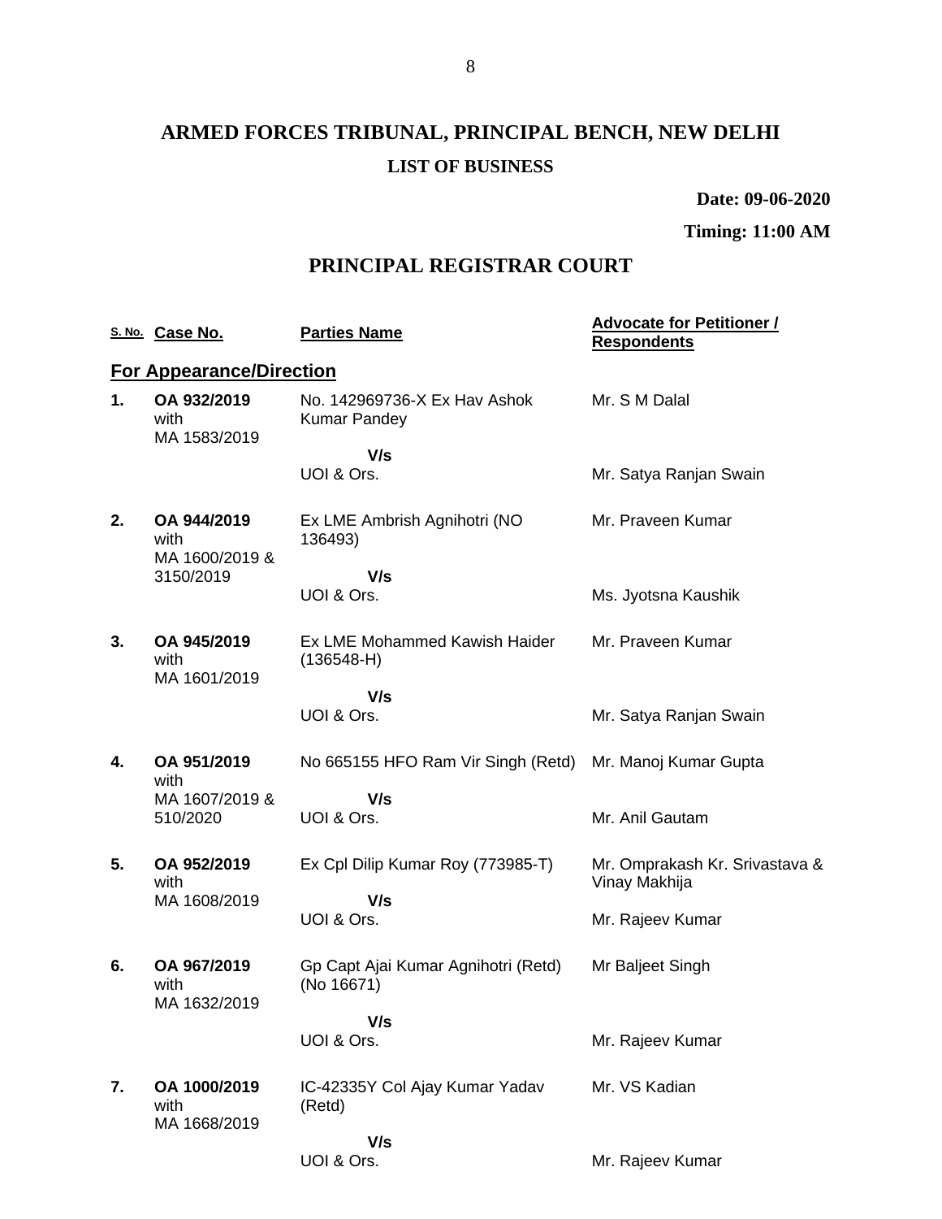# ARMED FORCES TRIBUNAL, PRINCIPAL BENCH, NEW DELHI

**LIST OF BUSINESS**

**Date: 09-06-2020**

**Timing: 11:00 AM**

## PRINCIPAL REGISTRAR COURT

| S. No. | Case No. | Parties Name | Advocate for Petitioner / Respondents |
|---|---|---|---|
| | **For Appearance/Direction** | | |
| 1. | **OA 932/2019** with MA 1583/2019 | No. 142969736-X Ex Hav Ashok Kumar Pandey | Mr. S M Dalal |
| | | **V/s** UOI & Ors. | Mr. Satya Ranjan Swain |
| 2. | **OA 944/2019** with MA 1600/2019 & 3150/2019 | Ex LME Ambrish Agnihotri (NO 136493) | Mr. Praveen Kumar |
| | | **V/s** UOI & Ors. | Ms. Jyotsna Kaushik |
| 3. | **OA 945/2019** with MA 1601/2019 | Ex LME Mohammed Kawish Haider (136548-H) | Mr. Praveen Kumar |
| | | **V/s** UOI & Ors. | Mr. Satya Ranjan Swain |
| 4. | **OA 951/2019** with MA 1607/2019 & 510/2020 | No 665155 HFO Ram Vir Singh (Retd) | Mr. Manoj Kumar Gupta |
| | | **V/s** UOI & Ors. | Mr. Anil Gautam |
| 5. | **OA 952/2019** with MA 1608/2019 | Ex Cpl Dilip Kumar Roy (773985-T) | Mr. Omprakash Kr. Srivastava & Vinay Makhija |
| | | **V/s** UOI & Ors. | Mr. Rajeev Kumar |
| 6. | **OA 967/2019** with MA 1632/2019 | Gp Capt Ajai Kumar Agnihotri (Retd) (No 16671) | Mr Baljeet Singh |
| | | **V/s** UOI & Ors. | Mr. Rajeev Kumar |
| 7. | **OA 1000/2019** with MA 1668/2019 | IC-42335Y Col Ajay Kumar Yadav (Retd) | Mr. VS Kadian |
| | | **V/s** UOI & Ors. | Mr. Rajeev Kumar |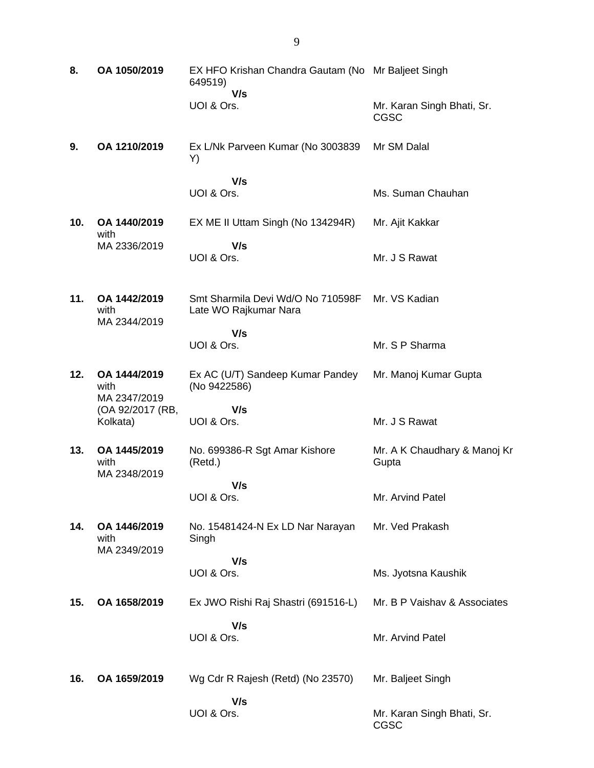| | | | |
|---|---|---|---|
| **8.** | **OA 1050/2019** | EX HFO Krishan Chandra Gautam (No 649519) | Mr Baljeet Singh |
| | | **V/s** | |
| | | UOI & Ors. | Mr. Karan Singh Bhati, Sr. CGSC |
| **9.** | **OA 1210/2019** | Ex L/Nk Parveen Kumar (No 3003839 Y) | Mr SM Dalal |
| | | **V/s** | |
| | | UOI & Ors. | Ms. Suman Chauhan |
| **10.** | **OA 1440/2019** with MA 2336/2019 | EX ME II Uttam Singh (No 134294R) | Mr. Ajit Kakkar |
| | | **V/s** | |
| | | UOI & Ors. | Mr. J S Rawat |
| **11.** | **OA 1442/2019** with MA 2344/2019 | Smt Sharmila Devi Wd/O No 710598F Late WO Rajkumar Nara | Mr. VS Kadian |
| | | **V/s** | |
| | | UOI & Ors. | Mr. S P Sharma |
| **12.** | **OA 1444/2019** with MA 2347/2019 (OA 92/2017 (RB, Kolkata) | Ex AC (U/T) Sandeep Kumar Pandey (No 9422586) | Mr. Manoj Kumar Gupta |
| | | **V/s** | |
| | | UOI & Ors. | Mr. J S Rawat |
| **13.** | **OA 1445/2019** with MA 2348/2019 | No. 699386-R Sgt Amar Kishore (Retd.) | Mr. A K Chaudhary & Manoj Kr Gupta |
| | | **V/s** | |
| | | UOI & Ors. | Mr. Arvind Patel |
| **14.** | **OA 1446/2019** with MA 2349/2019 | No. 15481424-N Ex LD Nar Narayan Singh | Mr. Ved Prakash |
| | | **V/s** | |
| | | UOI & Ors. | Ms. Jyotsna Kaushik |
| **15.** | **OA 1658/2019** | Ex JWO Rishi Raj Shastri (691516-L) | Mr. B P Vaishav & Associates |
| | | **V/s** | |
| | | UOI & Ors. | Mr. Arvind Patel |
| **16.** | **OA 1659/2019** | Wg Cdr R Rajesh (Retd) (No 23570) | Mr. Baljeet Singh |
| | | **V/s** | |
| | | UOI & Ors. | Mr. Karan Singh Bhati, Sr. CGSC |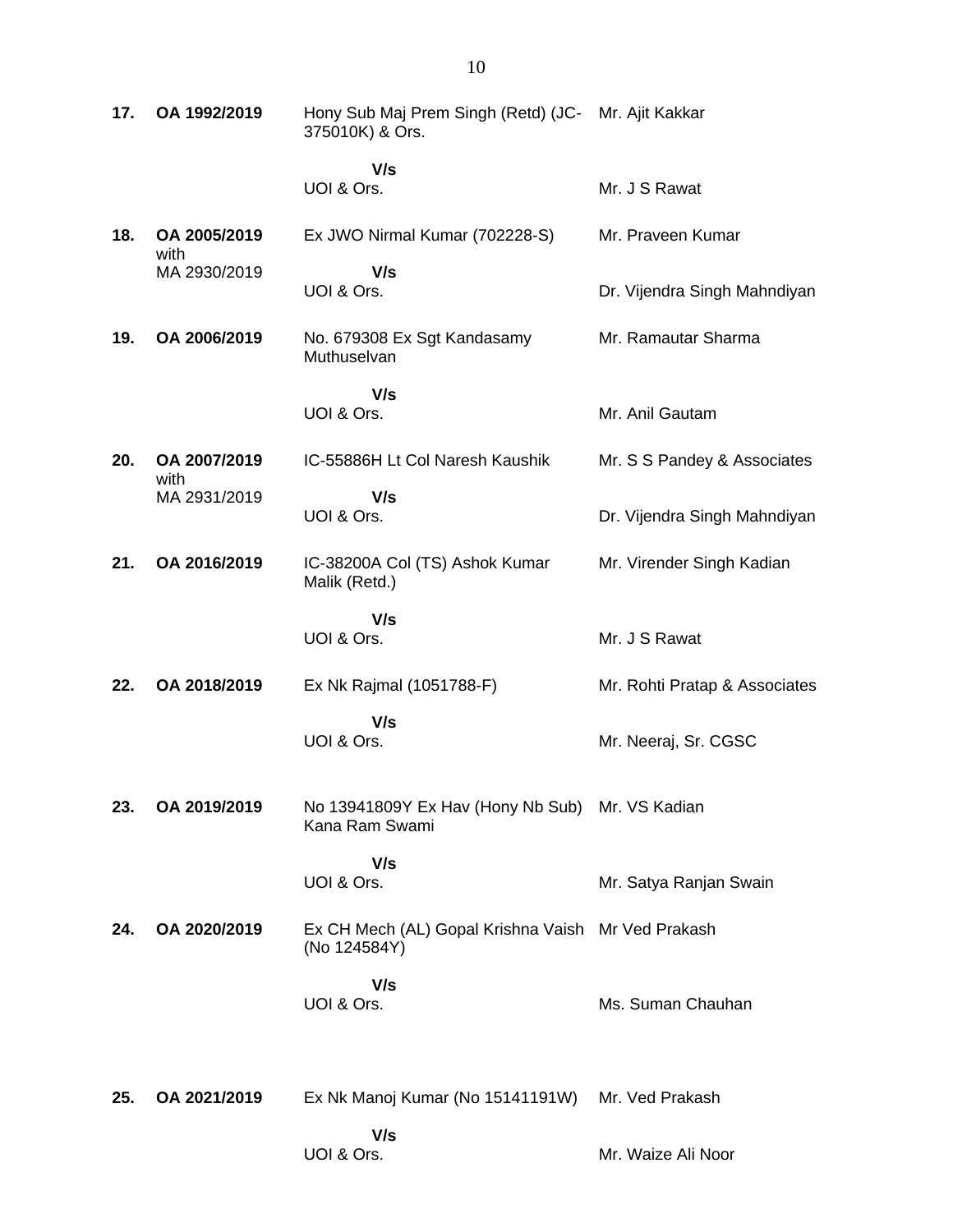| | | | |
|---|---|---|---|
| **17.** | **OA 1992/2019** | Hony Sub Maj Prem Singh (Retd) (JC-375010K) & Ors. | Mr. Ajit Kakkar |
| | | **V/s** | |
| | | UOI & Ors. | Mr. J S Rawat |
| **18.** | **OA 2005/2019** with MA 2930/2019 | Ex JWO Nirmal Kumar (702228-S) | Mr. Praveen Kumar |
| | | **V/s** | |
| | | UOI & Ors. | Dr. Vijendra Singh Mahndiyan |
| **19.** | **OA 2006/2019** | No. 679308 Ex Sgt Kandasamy Muthuselvan | Mr. Ramautar Sharma |
| | | **V/s** | |
| | | UOI & Ors. | Mr. Anil Gautam |
| **20.** | **OA 2007/2019** with MA 2931/2019 | IC-55886H Lt Col Naresh Kaushik | Mr. S S Pandey & Associates |
| | | **V/s** | |
| | | UOI & Ors. | Dr. Vijendra Singh Mahndiyan |
| **21.** | **OA 2016/2019** | IC-38200A Col (TS) Ashok Kumar Malik (Retd.) | Mr. Virender Singh Kadian |
| | | **V/s** | |
| | | UOI & Ors. | Mr. J S Rawat |
| **22.** | **OA 2018/2019** | Ex Nk Rajmal (1051788-F) | Mr. Rohti Pratap & Associates |
| | | **V/s** | |
| | | UOI & Ors. | Mr. Neeraj, Sr. CGSC |
| **23.** | **OA 2019/2019** | No 13941809Y Ex Hav (Hony Nb Sub) Kana Ram Swami | Mr. VS Kadian |
| | | **V/s** | |
| | | UOI & Ors. | Mr. Satya Ranjan Swain |
| **24.** | **OA 2020/2019** | Ex CH Mech (AL) Gopal Krishna Vaish (No 124584Y) | Mr Ved Prakash |
| | | **V/s** | |
| | | UOI & Ors. | Ms. Suman Chauhan |
| **25.** | **OA 2021/2019** | Ex Nk Manoj Kumar (No 15141191W) | Mr. Ved Prakash |
| | | **V/s** | |
| | | UOI & Ors. | Mr. Waize Ali Noor |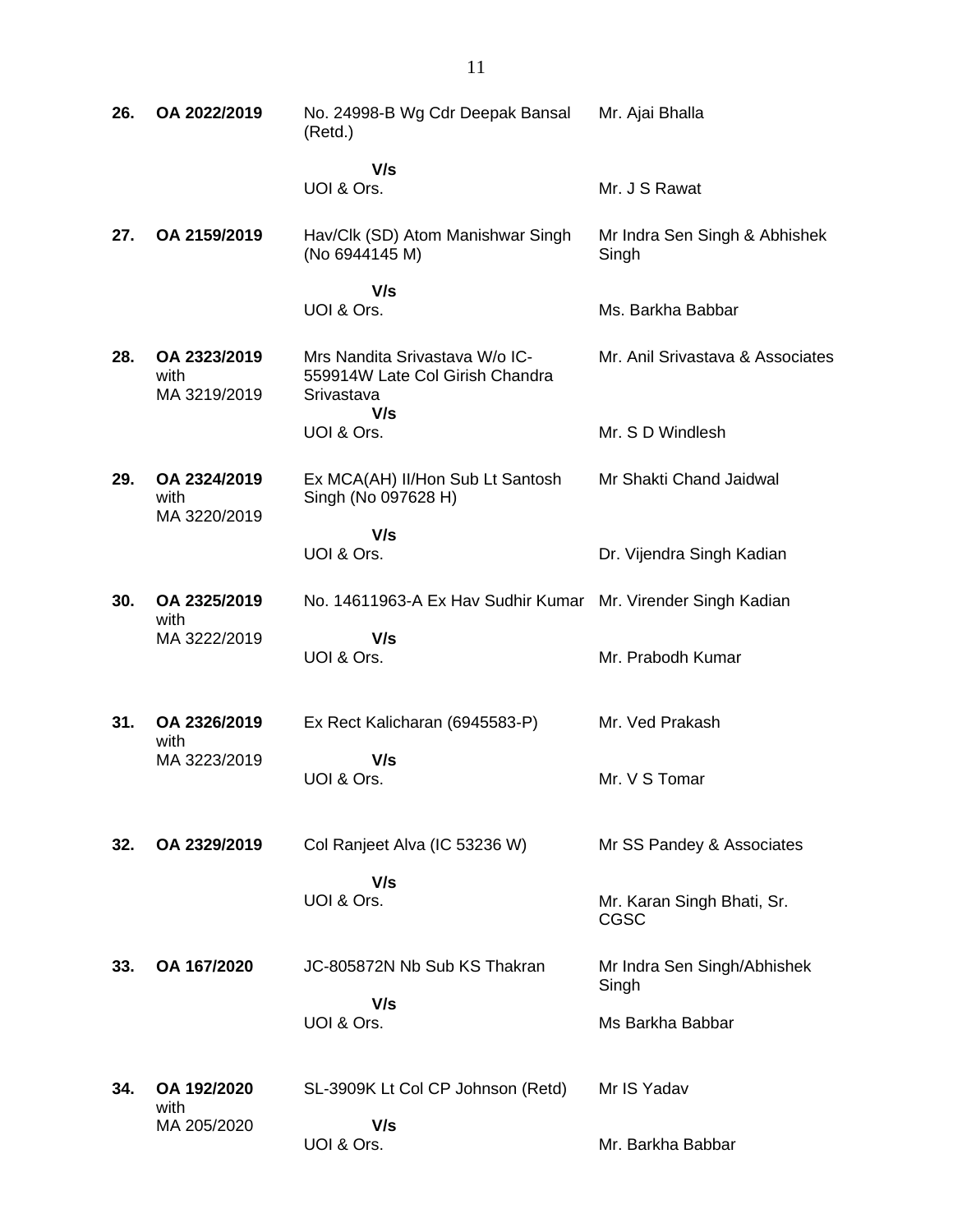| | | | |
|---|---|---|---|
| **26.** | **OA 2022/2019** | No. 24998-B Wg Cdr Deepak Bansal (Retd.)<br><br>**V/s**<br>UOI & Ors. | Mr. Ajai Bhalla<br><br><br>Mr. J S Rawat |
| **27.** | **OA 2159/2019** | Hav/Clk (SD) Atom Manishwar Singh (No 6944145 M)<br><br>**V/s**<br>UOI & Ors. | Mr Indra Sen Singh & Abhishek Singh<br><br><br>Ms. Barkha Babbar |
| **28.** | **OA 2323/2019** with MA 3219/2019 | Mrs Nandita Srivastava W/o IC-559914W Late Col Girish Chandra Srivastava<br>**V/s**<br>UOI & Ors. | Mr. Anil Srivastava & Associates<br><br><br>Mr. S D Windlesh |
| **29.** | **OA 2324/2019** with MA 3220/2019 | Ex MCA(AH) II/Hon Sub Lt Santosh Singh (No 097628 H)<br><br>**V/s**<br>UOI & Ors. | Mr Shakti Chand Jaidwal<br><br><br>Dr. Vijendra Singh Kadian |
| **30.** | **OA 2325/2019** with MA 3222/2019 | No. 14611963-A Ex Hav Sudhir Kumar<br><br>**V/s**<br>UOI & Ors. | Mr. Virender Singh Kadian<br><br><br>Mr. Prabodh Kumar |
| **31.** | **OA 2326/2019** with MA 3223/2019 | Ex Rect Kalicharan (6945583-P)<br><br>**V/s**<br>UOI & Ors. | Mr. Ved Prakash<br><br><br>Mr. V S Tomar |
| **32.** | **OA 2329/2019** | Col Ranjeet Alva (IC 53236 W)<br><br>**V/s**<br>UOI & Ors. | Mr SS Pandey & Associates<br><br><br>Mr. Karan Singh Bhati, Sr. CGSC |
| **33.** | **OA 167/2020** | JC-805872N Nb Sub KS Thakran<br><br>**V/s**<br>UOI & Ors. | Mr Indra Sen Singh/Abhishek Singh<br><br>Ms Barkha Babbar |
| **34.** | **OA 192/2020** with MA 205/2020 | SL-3909K Lt Col CP Johnson (Retd)<br><br>**V/s**<br>UOI & Ors. | Mr IS Yadav<br><br><br>Mr. Barkha Babbar |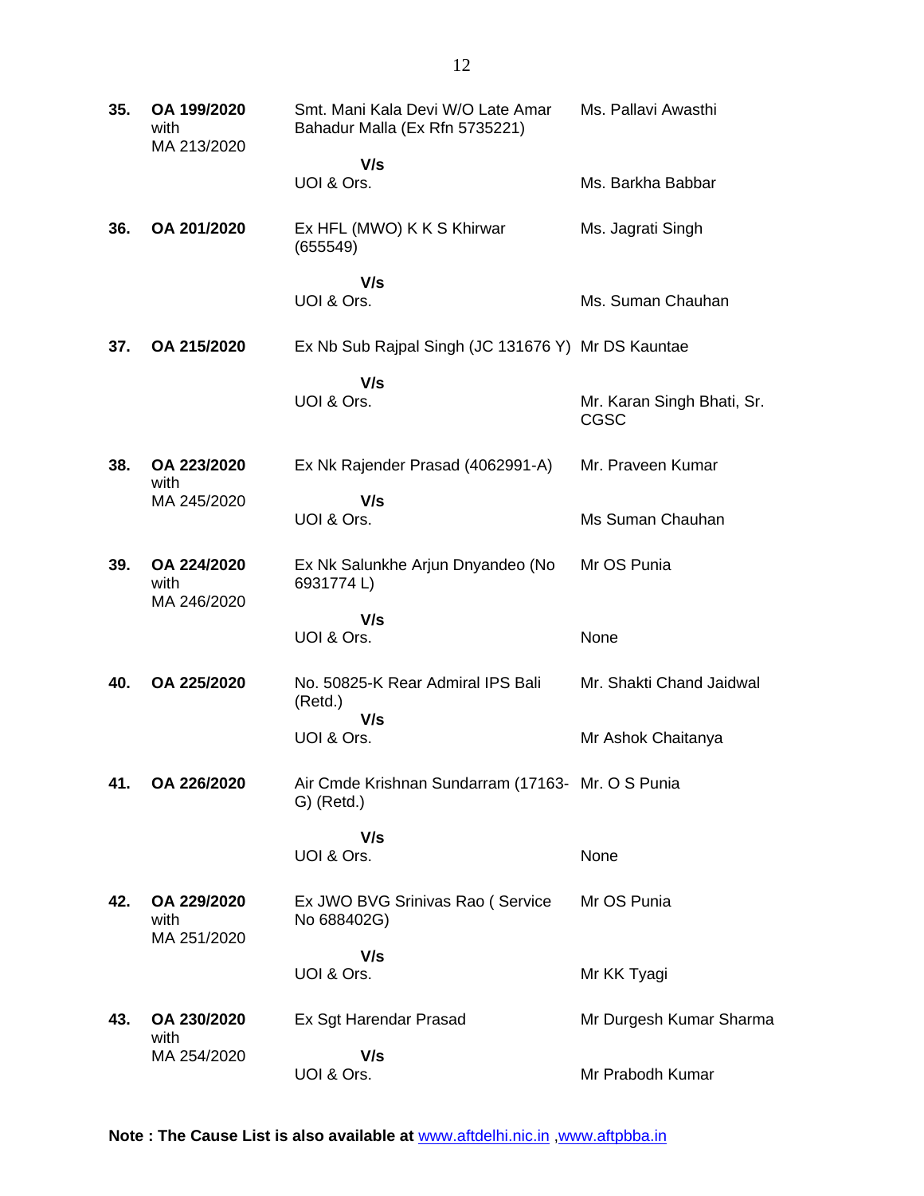| | | | |
|---|---|---|---|
| **35.** | **OA 199/2020** with MA 213/2020 | Smt. Mani Kala Devi W/O Late Amar Bahadur Malla (Ex Rfn 5735221) **V/s** UOI & Ors. | Ms. Pallavi Awasthi<br><br>Ms. Barkha Babbar |
| **36.** | **OA 201/2020** | Ex HFL (MWO) K K S Khirwar (655549) **V/s** UOI & Ors. | Ms. Jagrati Singh<br><br>Ms. Suman Chauhan |
| **37.** | **OA 215/2020** | Ex Nb Sub Rajpal Singh (JC 131676 Y) **V/s** UOI & Ors. | Mr DS Kauntae<br><br>Mr. Karan Singh Bhati, Sr. CGSC |
| **38.** | **OA 223/2020** with MA 245/2020 | Ex Nk Rajender Prasad (4062991-A) **V/s** UOI & Ors. | Mr. Praveen Kumar<br><br>Ms Suman Chauhan |
| **39.** | **OA 224/2020** with MA 246/2020 | Ex Nk Salunkhe Arjun Dnyandeo (No 6931774 L) **V/s** UOI & Ors. | Mr OS Punia<br><br>None |
| **40.** | **OA 225/2020** | No. 50825-K Rear Admiral IPS Bali (Retd.) **V/s** UOI & Ors. | Mr. Shakti Chand Jaidwal<br><br>Mr Ashok Chaitanya |
| **41.** | **OA 226/2020** | Air Cmde Krishnan Sundarram (17163-G) (Retd.) **V/s** UOI & Ors. | Mr. O S Punia<br><br>None |
| **42.** | **OA 229/2020** with MA 251/2020 | Ex JWO BVG Srinivas Rao ( Service No 688402G) **V/s** UOI & Ors. | Mr OS Punia<br><br>Mr KK Tyagi |
| **43.** | **OA 230/2020** with MA 254/2020 | Ex Sgt Harendar Prasad **V/s** UOI & Ors. | Mr Durgesh Kumar Sharma<br><br>Mr Prabodh Kumar |

**Note : The Cause List is also available at** www.aftdelhi.nic.in ,www.aftpbba.in